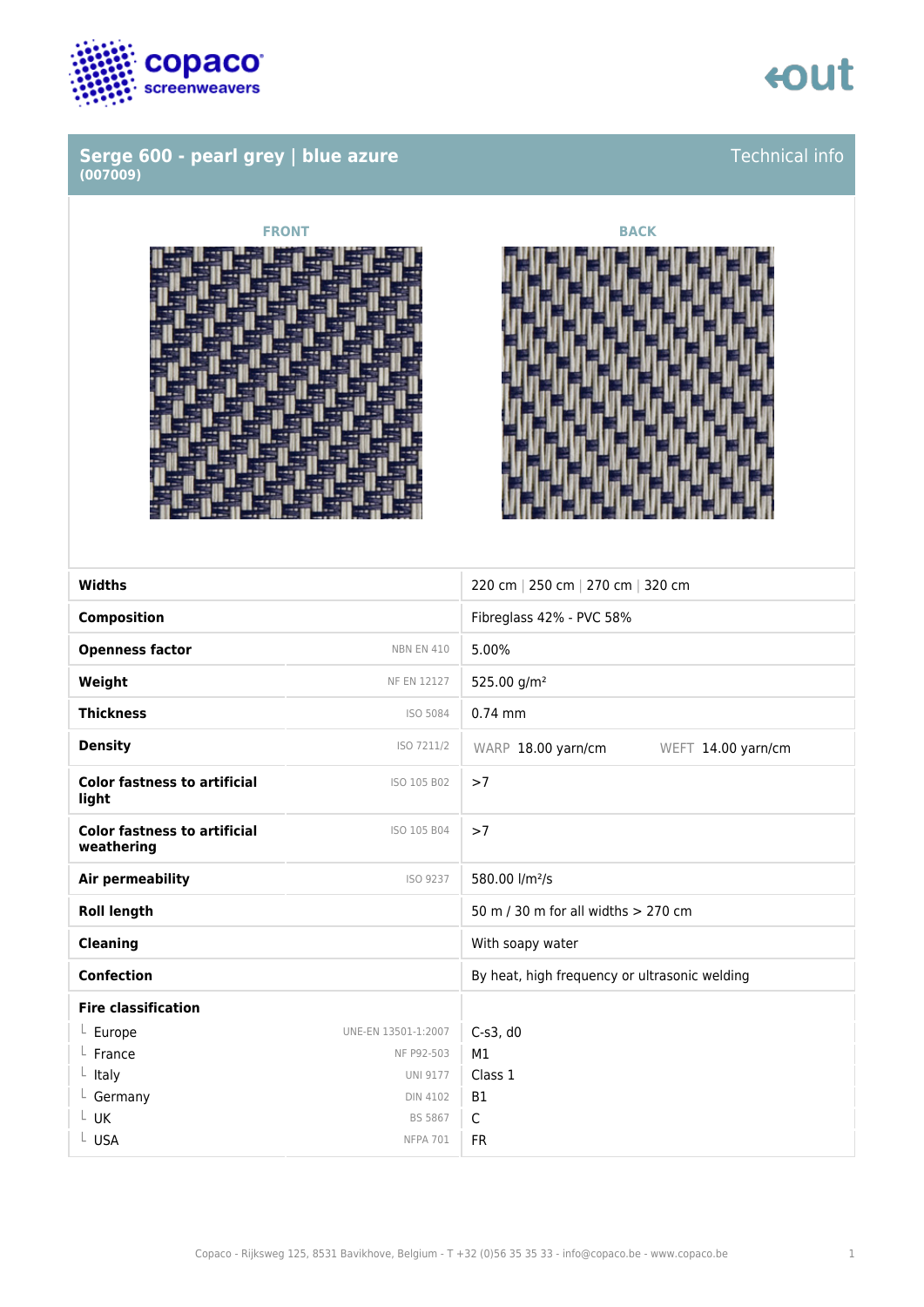# Serge 600 - pearl grey | blue azure
**(007009)**

Technical info

FRONT

BACK

| Property | Standard | Value |
|---|---|---|
| **Widths** | | 220 cm \| 250 cm \| 270 cm \| 320 cm |
| **Composition** | | Fibreglass 42% - PVC 58% |
| **Openness factor** | NBN EN 410 | 5.00% |
| **Weight** | NF EN 12127 | 525.00 g/m² |
| **Thickness** | ISO 5084 | 0.74 mm |
| **Density** | ISO 7211/2 | WARP 18.00 yarn/cm WEFT 14.00 yarn/cm |
| **Color fastness to artificial light** | ISO 105 B02 | >7 |
| **Color fastness to artificial weathering** | ISO 105 B04 | >7 |
| **Air permeability** | ISO 9237 | 580.00 l/m²/s |
| **Roll length** | | 50 m / 30 m for all widths > 270 cm |
| **Cleaning** | | With soapy water |
| **Confection** | | By heat, high frequency or ultrasonic welding |
| **Fire classification** | | |
| └ Europe | UNE-EN 13501-1:2007 | C-s3, d0 |
| └ France | NF P92-503 | M1 |
| └ Italy | UNI 9177 | Class 1 |
| └ Germany | DIN 4102 | B1 |
| └ UK | BS 5867 | C |
| └ USA | NFPA 701 | FR |

Copaco - Rijksweg 125, 8531 Bavikhove, Belgium - T +32 (0)56 35 35 33 - info@copaco.be - www.copaco.be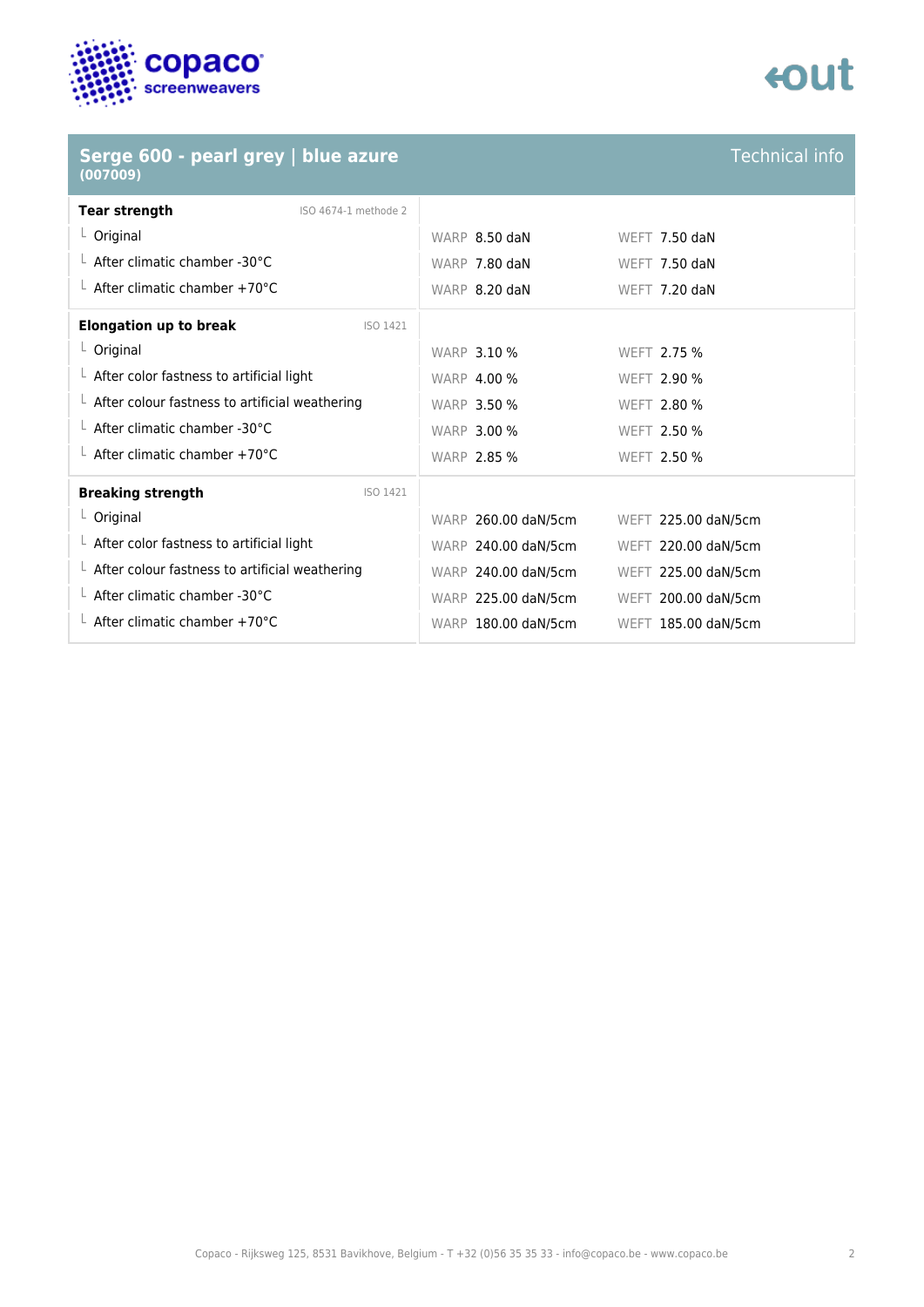## Serge 600 - pearl grey | blue azure
**(007009)**

Technical info

| Tear strength | ISO 4674-1 methode 2 | | |
|---|---|---|---|
| └ Original | | WARP 8.50 daN | WEFT 7.50 daN |
| └ After climatic chamber -30°C | | WARP 7.80 daN | WEFT 7.50 daN |
| └ After climatic chamber +70°C | | WARP 8.20 daN | WEFT 7.20 daN |

| Elongation up to break | ISO 1421 | | |
|---|---|---|---|
| └ Original | | WARP 3.10 % | WEFT 2.75 % |
| └ After color fastness to artificial light | | WARP 4.00 % | WEFT 2.90 % |
| └ After colour fastness to artificial weathering | | WARP 3.50 % | WEFT 2.80 % |
| └ After climatic chamber -30°C | | WARP 3.00 % | WEFT 2.50 % |
| └ After climatic chamber +70°C | | WARP 2.85 % | WEFT 2.50 % |

| Breaking strength | ISO 1421 | | |
|---|---|---|---|
| └ Original | | WARP 260.00 daN/5cm | WEFT 225.00 daN/5cm |
| └ After color fastness to artificial light | | WARP 240.00 daN/5cm | WEFT 220.00 daN/5cm |
| └ After colour fastness to artificial weathering | | WARP 240.00 daN/5cm | WEFT 225.00 daN/5cm |
| └ After climatic chamber -30°C | | WARP 225.00 daN/5cm | WEFT 200.00 daN/5cm |
| └ After climatic chamber +70°C | | WARP 180.00 daN/5cm | WEFT 185.00 daN/5cm |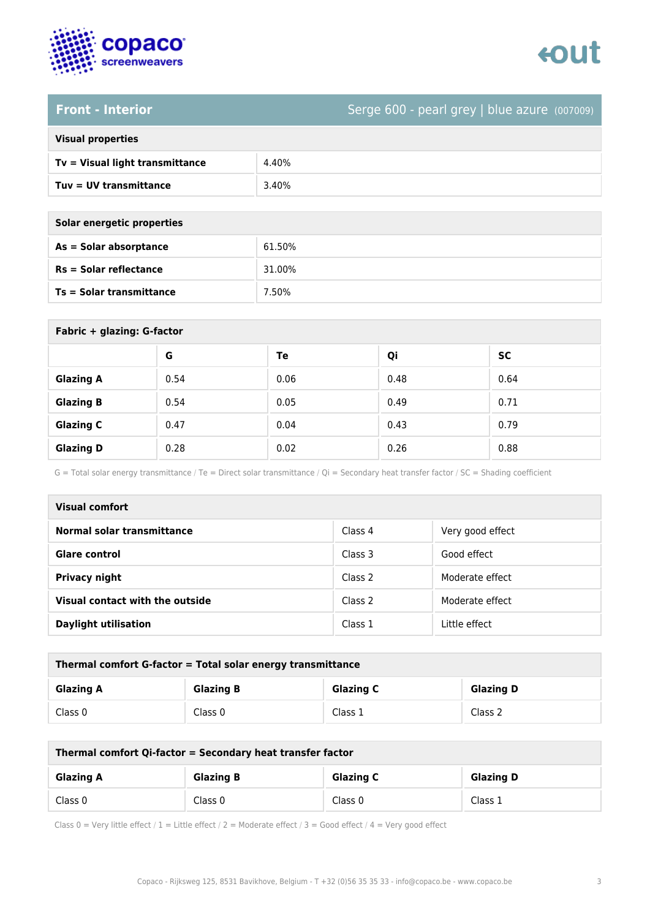## Front - Interior

Serge 600 - pearl grey | blue azure (007009)

| Visual properties | |
|---|---|
| **Tv = Visual light transmittance** | 4.40% |
| **Tuv = UV transmittance** | 3.40% |

| Solar energetic properties | |
|---|---|
| **As = Solar absorptance** | 61.50% |
| **Rs = Solar reflectance** | 31.00% |
| **Ts = Solar transmittance** | 7.50% |

**Fabric + glazing: G-factor**

| | G | Te | Qi | SC |
|---|---|---|---|---|
| **Glazing A** | 0.54 | 0.06 | 0.48 | 0.64 |
| **Glazing B** | 0.54 | 0.05 | 0.49 | 0.71 |
| **Glazing C** | 0.47 | 0.04 | 0.43 | 0.79 |
| **Glazing D** | 0.28 | 0.02 | 0.26 | 0.88 |

G = Total solar energy transmittance / Te = Direct solar transmittance / Qi = Secondary heat transfer factor / SC = Shading coefficient

| Visual comfort | | |
|---|---|---|
| **Normal solar transmittance** | Class 4 | Very good effect |
| **Glare control** | Class 3 | Good effect |
| **Privacy night** | Class 2 | Moderate effect |
| **Visual contact with the outside** | Class 2 | Moderate effect |
| **Daylight utilisation** | Class 1 | Little effect |

**Thermal comfort G-factor = Total solar energy transmittance**

| Glazing A | Glazing B | Glazing C | Glazing D |
|---|---|---|---|
| Class 0 | Class 0 | Class 1 | Class 2 |

**Thermal comfort Qi-factor = Secondary heat transfer factor**

| Glazing A | Glazing B | Glazing C | Glazing D |
|---|---|---|---|
| Class 0 | Class 0 | Class 0 | Class 1 |

Class 0 = Very little effect / 1 = Little effect / 2 = Moderate effect / 3 = Good effect / 4 = Very good effect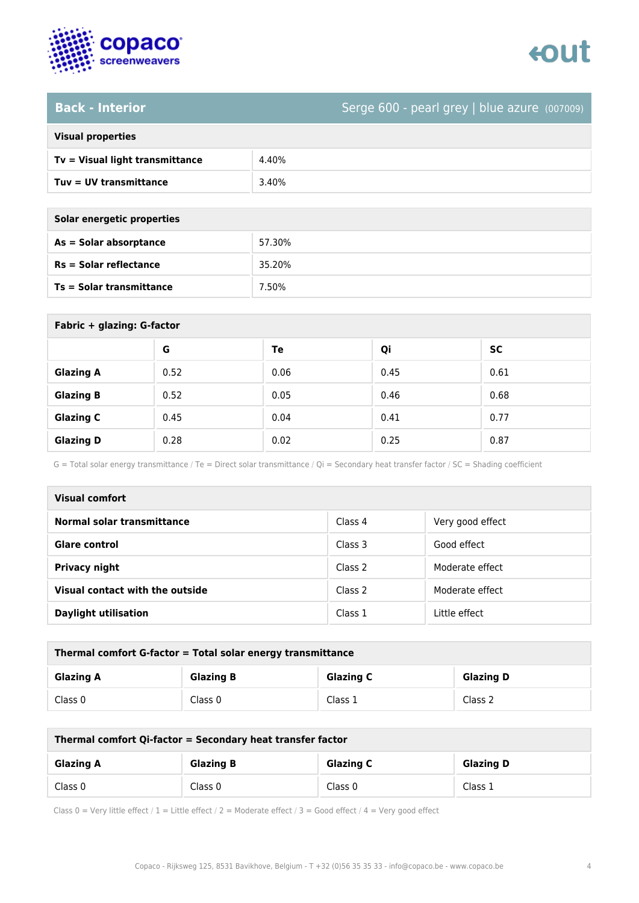## Back - Interior

Serge 600 - pearl grey | blue azure (007009)

| Visual properties | |
|---|---|
| **Tv = Visual light transmittance** | 4.40% |
| **Tuv = UV transmittance** | 3.40% |

| Solar energetic properties | |
|---|---|
| **As = Solar absorptance** | 57.30% |
| **Rs = Solar reflectance** | 35.20% |
| **Ts = Solar transmittance** | 7.50% |

**Fabric + glazing: G-factor**

| | G | Te | Qi | SC |
|---|---|---|---|---|
| **Glazing A** | 0.52 | 0.06 | 0.45 | 0.61 |
| **Glazing B** | 0.52 | 0.05 | 0.46 | 0.68 |
| **Glazing C** | 0.45 | 0.04 | 0.41 | 0.77 |
| **Glazing D** | 0.28 | 0.02 | 0.25 | 0.87 |

G = Total solar energy transmittance / Te = Direct solar transmittance / Qi = Secondary heat transfer factor / SC = Shading coefficient

| Visual comfort | | |
|---|---|---|
| **Normal solar transmittance** | Class 4 | Very good effect |
| **Glare control** | Class 3 | Good effect |
| **Privacy night** | Class 2 | Moderate effect |
| **Visual contact with the outside** | Class 2 | Moderate effect |
| **Daylight utilisation** | Class 1 | Little effect |

**Thermal comfort G-factor = Total solar energy transmittance**

| Glazing A | Glazing B | Glazing C | Glazing D |
|---|---|---|---|
| Class 0 | Class 0 | Class 1 | Class 2 |

**Thermal comfort Qi-factor = Secondary heat transfer factor**

| Glazing A | Glazing B | Glazing C | Glazing D |
|---|---|---|---|
| Class 0 | Class 0 | Class 0 | Class 1 |

Class 0 = Very little effect / 1 = Little effect / 2 = Moderate effect / 3 = Good effect / 4 = Very good effect

Copaco - Rijksweg 125, 8531 Bavikhove, Belgium - T +32 (0)56 35 35 33 - info@copaco.be - www.copaco.be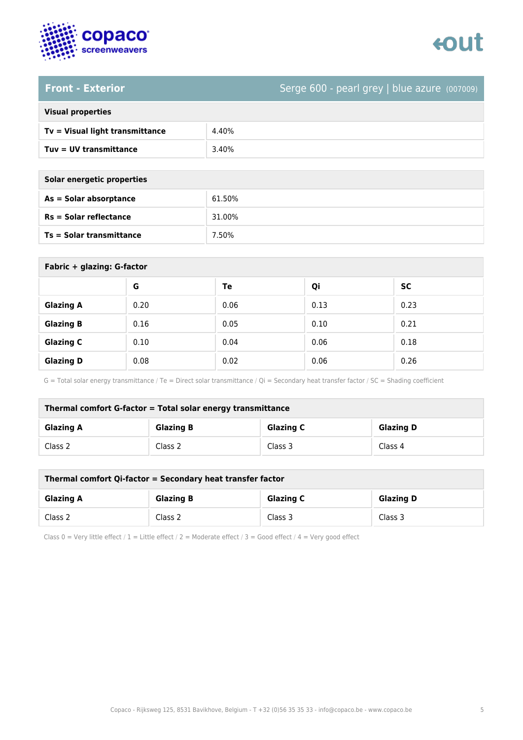## Front - Exterior

Serge 600 - pearl grey | blue azure (007009)

| Visual properties | |
|---|---|
| **Tv = Visual light transmittance** | 4.40% |
| **Tuv = UV transmittance** | 3.40% |

| Solar energetic properties | |
|---|---|
| **As = Solar absorptance** | 61.50% |
| **Rs = Solar reflectance** | 31.00% |
| **Ts = Solar transmittance** | 7.50% |

**Fabric + glazing: G-factor**

| | G | Te | Qi | SC |
|---|---|---|---|---|
| **Glazing A** | 0.20 | 0.06 | 0.13 | 0.23 |
| **Glazing B** | 0.16 | 0.05 | 0.10 | 0.21 |
| **Glazing C** | 0.10 | 0.04 | 0.06 | 0.18 |
| **Glazing D** | 0.08 | 0.02 | 0.06 | 0.26 |

G = Total solar energy transmittance / Te = Direct solar transmittance / Qi = Secondary heat transfer factor / SC = Shading coefficient

**Thermal comfort G-factor = Total solar energy transmittance**

| Glazing A | Glazing B | Glazing C | Glazing D |
|---|---|---|---|
| Class 2 | Class 2 | Class 3 | Class 4 |

**Thermal comfort Qi-factor = Secondary heat transfer factor**

| Glazing A | Glazing B | Glazing C | Glazing D |
|---|---|---|---|
| Class 2 | Class 2 | Class 3 | Class 3 |

Class 0 = Very little effect / 1 = Little effect / 2 = Moderate effect / 3 = Good effect / 4 = Very good effect

Copaco - Rijksweg 125, 8531 Bavikhove, Belgium - T +32 (0)56 35 35 33 - info@copaco.be - www.copaco.be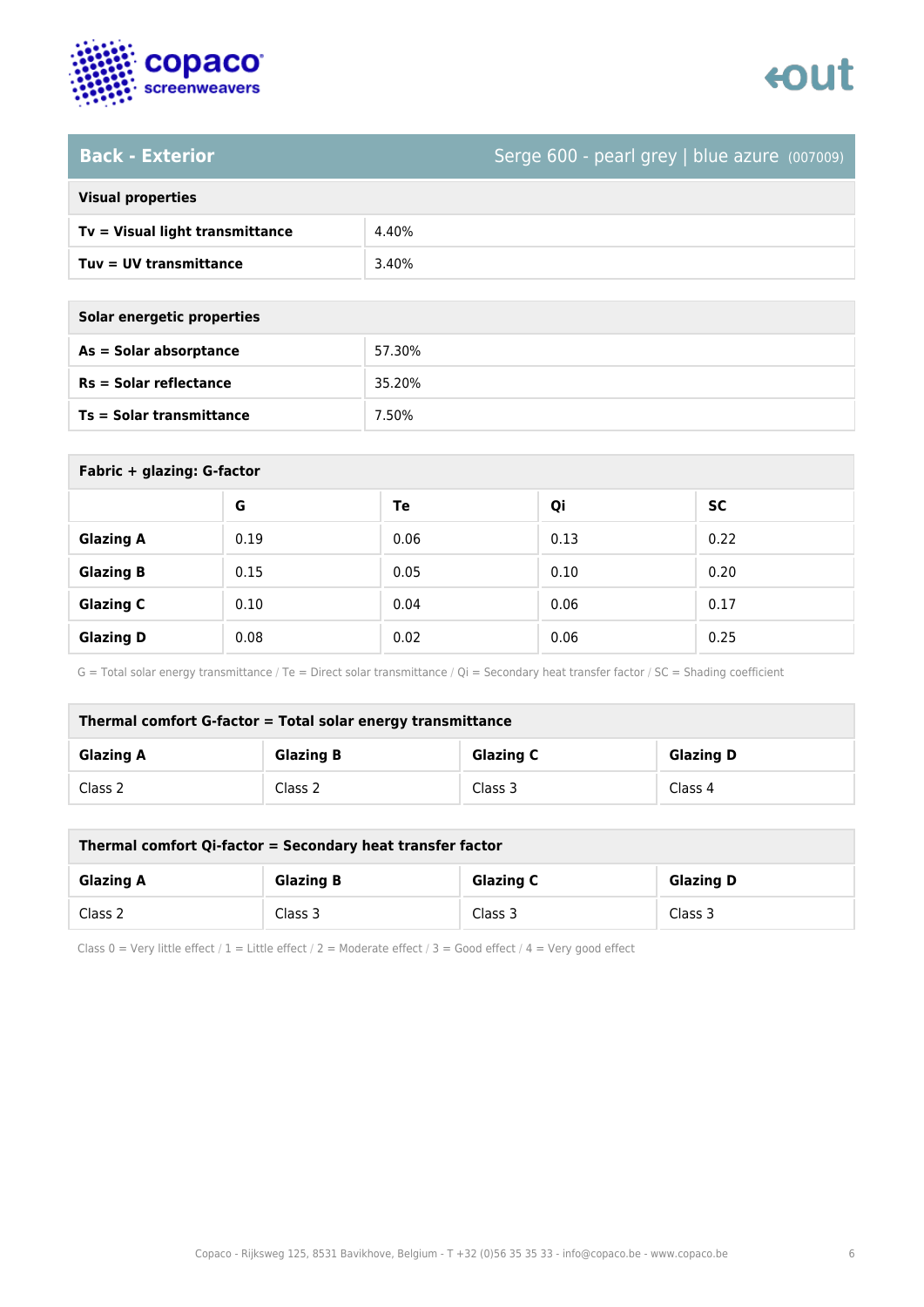## Back - Exterior

Serge 600 - pearl grey | blue azure (007009)

| Visual properties | |
|---|---|
| **Tv = Visual light transmittance** | 4.40% |
| **Tuv = UV transmittance** | 3.40% |

| Solar energetic properties | |
|---|---|
| **As = Solar absorptance** | 57.30% |
| **Rs = Solar reflectance** | 35.20% |
| **Ts = Solar transmittance** | 7.50% |

**Fabric + glazing: G-factor**

| | G | Te | Qi | SC |
|---|---|---|---|---|
| **Glazing A** | 0.19 | 0.06 | 0.13 | 0.22 |
| **Glazing B** | 0.15 | 0.05 | 0.10 | 0.20 |
| **Glazing C** | 0.10 | 0.04 | 0.06 | 0.17 |
| **Glazing D** | 0.08 | 0.02 | 0.06 | 0.25 |

G = Total solar energy transmittance / Te = Direct solar transmittance / Qi = Secondary heat transfer factor / SC = Shading coefficient

**Thermal comfort G-factor = Total solar energy transmittance**

| Glazing A | Glazing B | Glazing C | Glazing D |
|---|---|---|---|
| Class 2 | Class 2 | Class 3 | Class 4 |

**Thermal comfort Qi-factor = Secondary heat transfer factor**

| Glazing A | Glazing B | Glazing C | Glazing D |
|---|---|---|---|
| Class 2 | Class 3 | Class 3 | Class 3 |

Class 0 = Very little effect / 1 = Little effect / 2 = Moderate effect / 3 = Good effect / 4 = Very good effect

Copaco - Rijksweg 125, 8531 Bavikhove, Belgium - T +32 (0)56 35 35 33 - info@copaco.be - www.copaco.be